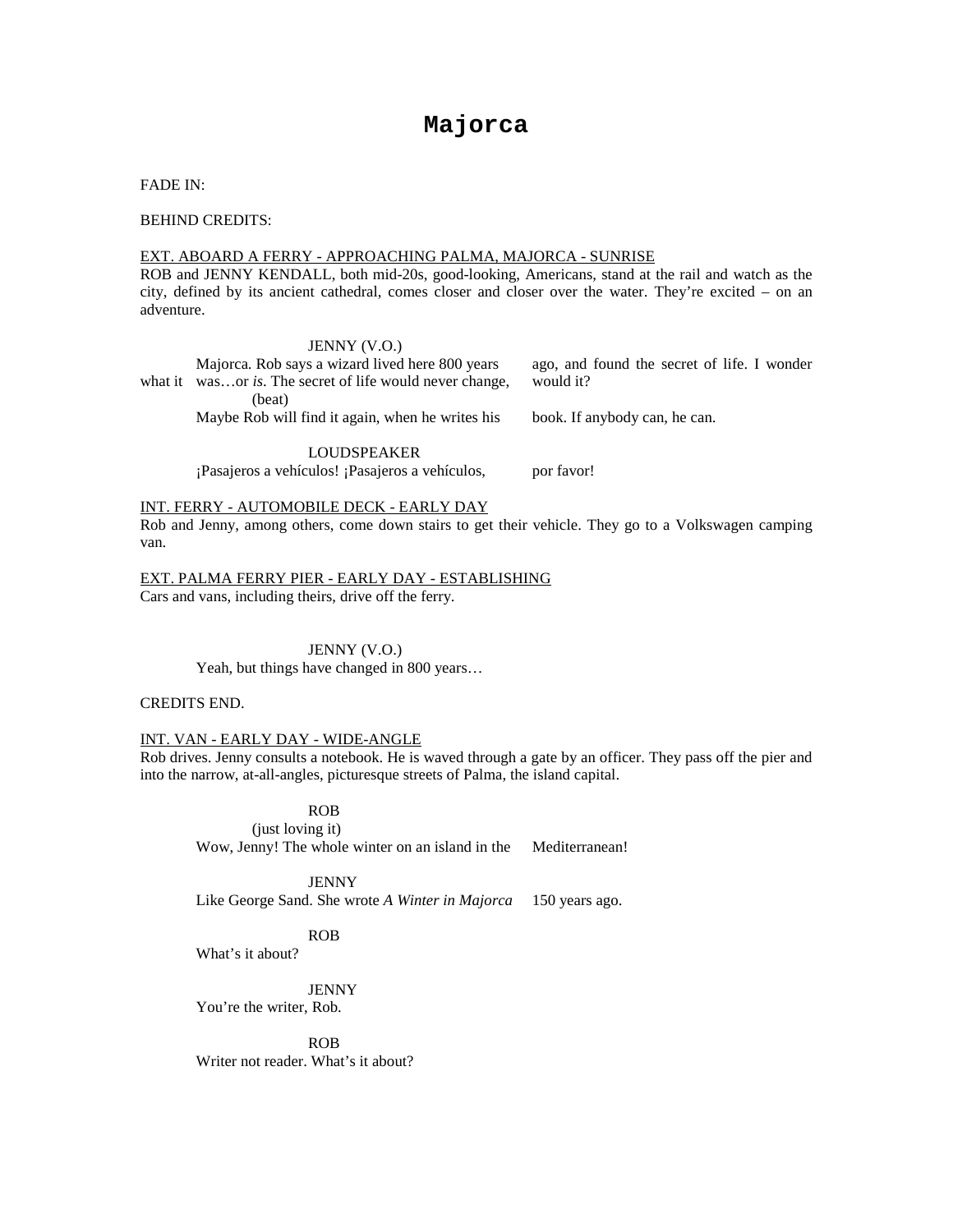# Majorca

FADE IN:

BEHIND CREDITS:

EXT. ABOARD A FERRY - APPROACHING PALMA, MAJORCA - SUNRISE

ROB and JENNY KENDALL, both mid-20s, good-looking, Americans, stand at the rail and watch as the city, defined by its ancient cathedral, comes closer and closer over the water. They're excited – on an adventure.

JENNY (V.O.)

Majorca. Rob says a wizard lived here 800 years ago, and found the secret of life. I wonder what it was…or *is*. The secret of life would never change, would it?

(beat)

Maybe Rob will find it again, when he writes his book. If anybody can, he can.

LOUDSPEAKER

¡Pasajeros a vehículos! ¡Pasajeros a vehículos, por favor!

INT. FERRY - AUTOMOBILE DECK - EARLY DAY

Rob and Jenny, among others, come down stairs to get their vehicle. They go to a Volkswagen camping van.

EXT. PALMA FERRY PIER - EARLY DAY - ESTABLISHING

Cars and vans, including theirs, drive off the ferry.

JENNY (V.O.)

Yeah, but things have changed in 800 years…

CREDITS END.

INT. VAN - EARLY DAY - WIDE-ANGLE

Rob drives. Jenny consults a notebook. He is waved through a gate by an officer. They pass off the pier and into the narrow, at-all-angles, picturesque streets of Palma, the island capital.

ROB

(just loving it)

Wow, Jenny! The whole winter on an island in the Mediterranean!

JENNY

Like George Sand. She wrote *A Winter in Majorca* 150 years ago.

ROB

What's it about?

JENNY

You're the writer, Rob.

ROB

Writer not reader. What's it about?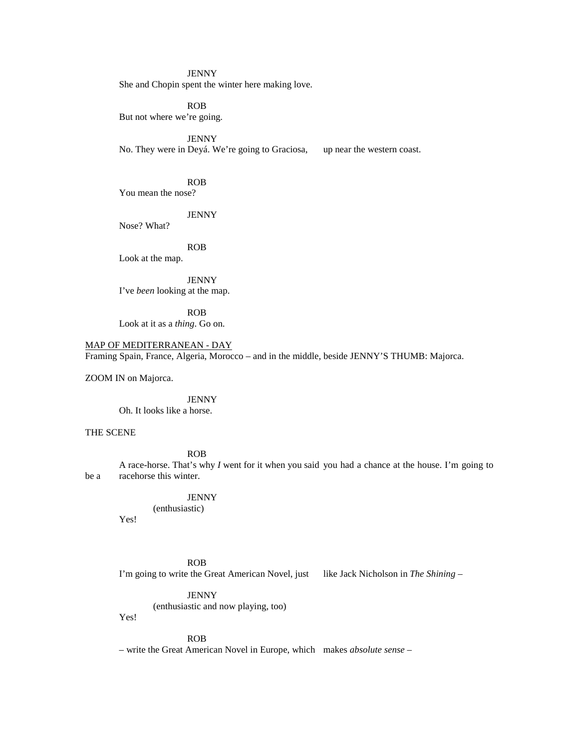JENNY
She and Chopin spent the winter here making love.

ROB
But not where we're going.

JENNY
No. They were in Deyá. We're going to Graciosa, up near the western coast.

ROB
You mean the nose?

JENNY
Nose? What?

ROB
Look at the map.

JENNY
I've *been* looking at the map.

ROB
Look at it as a *thing*. Go on.

<u>MAP OF MEDITERRANEAN - DAY</u>
Framing Spain, France, Algeria, Morocco – and in the middle, beside JENNY'S THUMB: Majorca.

ZOOM IN on Majorca.

JENNY
Oh. It looks like a horse.

THE SCENE

ROB
A race-horse. That's why *I* went for it when you said you had a chance at the house. I'm going to be a racehorse this winter.

JENNY
(enthusiastic)
Yes!

ROB
I'm going to write the Great American Novel, just like Jack Nicholson in *The Shining* –

JENNY
(enthusiastic and now playing, too)
Yes!

ROB
– write the Great American Novel in Europe, which makes *absolute sense* –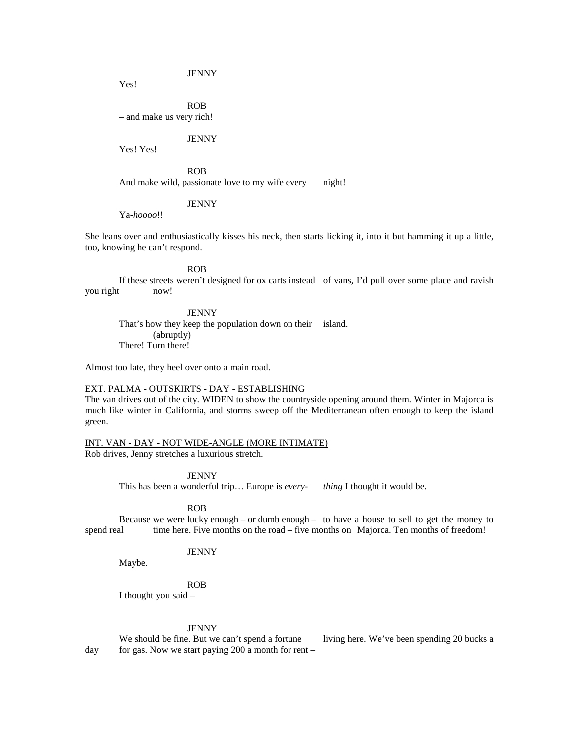JENNY

Yes!

ROB

– and make us very rich!

JENNY

Yes! Yes!

ROB

And make wild, passionate love to my wife every night!

JENNY

Ya-*hoooo*!!

She leans over and enthusiastically kisses his neck, then starts licking it, into it but hamming it up a little, too, knowing he can't respond.

ROB

If these streets weren't designed for ox carts instead of vans, I'd pull over some place and ravish you right now!

JENNY

That's how they keep the population down on their island.
(abruptly)
There! Turn there!

Almost too late, they heel over onto a main road.

EXT. PALMA - OUTSKIRTS - DAY - ESTABLISHING

The van drives out of the city. WIDEN to show the countryside opening around them. Winter in Majorca is much like winter in California, and storms sweep off the Mediterranean often enough to keep the island green.

INT. VAN - DAY - NOT WIDE-ANGLE (MORE INTIMATE)

Rob drives, Jenny stretches a luxurious stretch.

JENNY

This has been a wonderful trip… Europe is *every-thing* I thought it would be.

ROB

Because we were lucky enough – or dumb enough – to have a house to sell to get the money to spend real time here. Five months on the road – five months on Majorca. Ten months of freedom!

JENNY

Maybe.

ROB

I thought you said –

JENNY

We should be fine. But we can't spend a fortune living here. We've been spending 20 bucks a day for gas. Now we start paying 200 a month for rent –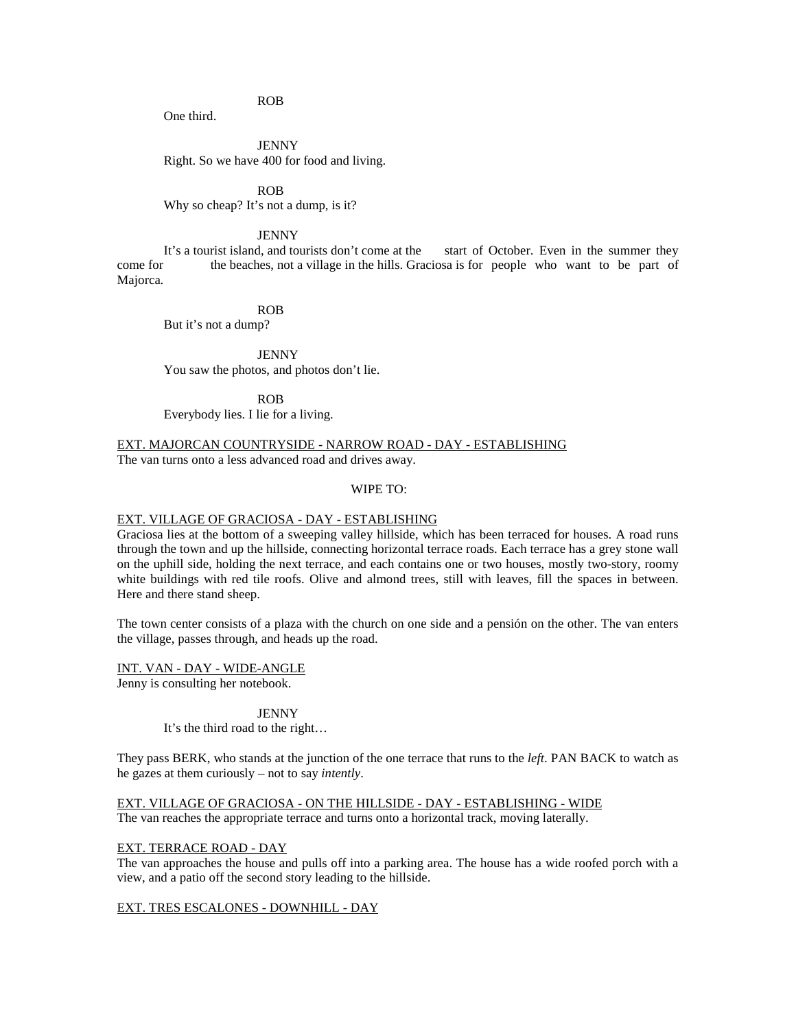ROB

One third.

JENNY

Right. So we have 400 for food and living.

ROB

Why so cheap? It's not a dump, is it?

JENNY

It's a tourist island, and tourists don't come at the start of October. Even in the summer they come for the beaches, not a village in the hills. Graciosa is for people who want to be part of Majorca.

ROB

But it's not a dump?

JENNY

You saw the photos, and photos don't lie.

ROB

Everybody lies. I lie for a living.

EXT. MAJORCAN COUNTRYSIDE - NARROW ROAD - DAY - ESTABLISHING

The van turns onto a less advanced road and drives away.

WIPE TO:

EXT. VILLAGE OF GRACIOSA - DAY - ESTABLISHING

Graciosa lies at the bottom of a sweeping valley hillside, which has been terraced for houses. A road runs through the town and up the hillside, connecting horizontal terrace roads. Each terrace has a grey stone wall on the uphill side, holding the next terrace, and each contains one or two houses, mostly two-story, roomy white buildings with red tile roofs. Olive and almond trees, still with leaves, fill the spaces in between. Here and there stand sheep.

The town center consists of a plaza with the church on one side and a pensión on the other. The van enters the village, passes through, and heads up the road.

INT. VAN - DAY - WIDE-ANGLE

Jenny is consulting her notebook.

JENNY

It's the third road to the right…

They pass BERK, who stands at the junction of the one terrace that runs to the *left*. PAN BACK to watch as he gazes at them curiously – not to say *intently*.

EXT. VILLAGE OF GRACIOSA - ON THE HILLSIDE - DAY - ESTABLISHING - WIDE

The van reaches the appropriate terrace and turns onto a horizontal track, moving laterally.

EXT. TERRACE ROAD - DAY

The van approaches the house and pulls off into a parking area. The house has a wide roofed porch with a view, and a patio off the second story leading to the hillside.

EXT. TRES ESCALONES - DOWNHILL - DAY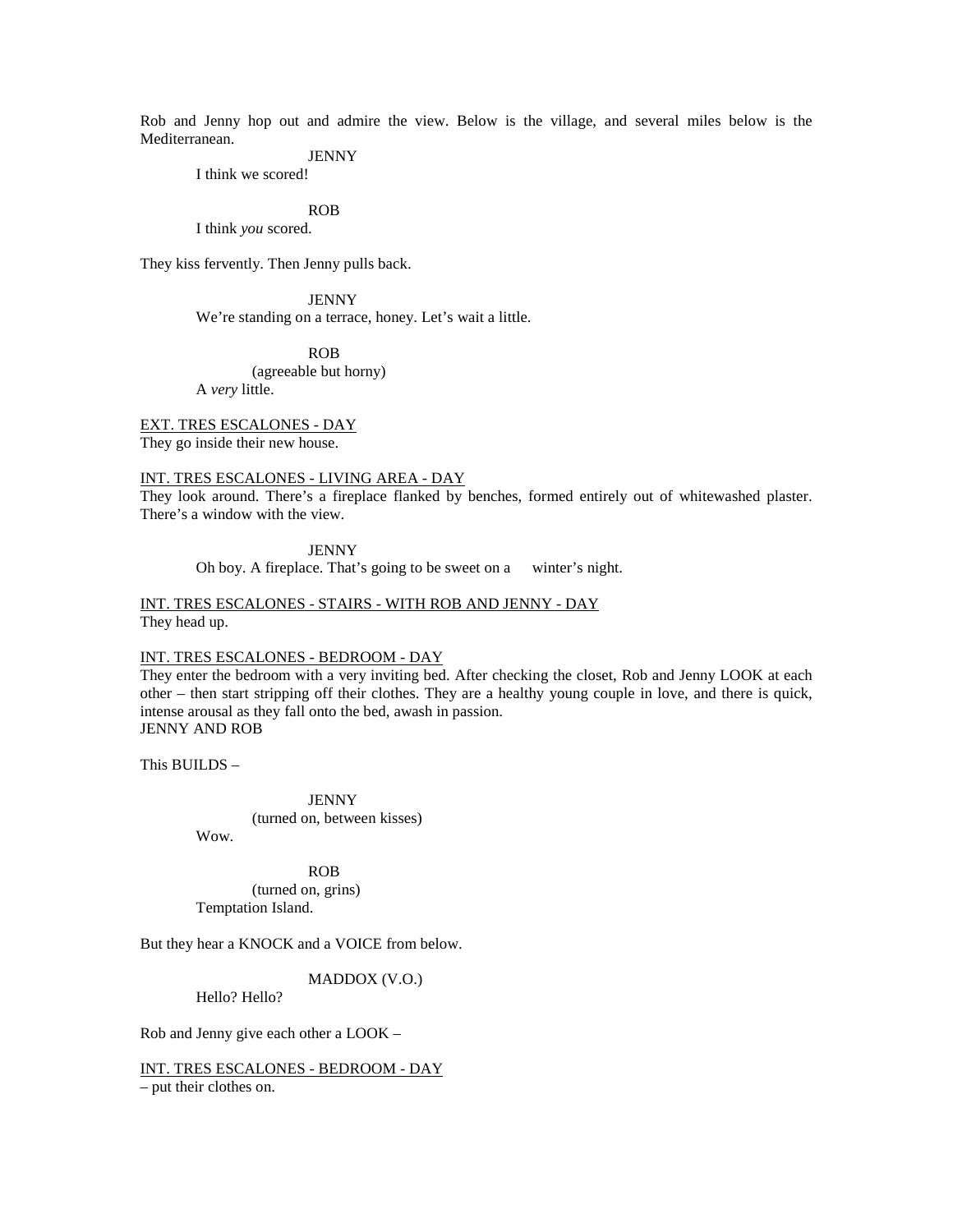Rob and Jenny hop out and admire the view. Below is the village, and several miles below is the Mediterranean.

JENNY

I think we scored!

ROB

I think *you* scored.

They kiss fervently. Then Jenny pulls back.

JENNY

We're standing on a terrace, honey. Let's wait a little.

ROB

(agreeable but horny)

A *very* little.

<u>EXT. TRES ESCALONES - DAY</u>

They go inside their new house.

<u>INT. TRES ESCALONES - LIVING AREA - DAY</u>

They look around. There's a fireplace flanked by benches, formed entirely out of whitewashed plaster. There's a window with the view.

JENNY

Oh boy. A fireplace. That's going to be sweet on a winter's night.

<u>INT. TRES ESCALONES - STAIRS - WITH ROB AND JENNY - DAY</u>

They head up.

<u>INT. TRES ESCALONES - BEDROOM - DAY</u>

They enter the bedroom with a very inviting bed. After checking the closet, Rob and Jenny LOOK at each other – then start stripping off their clothes. They are a healthy young couple in love, and there is quick, intense arousal as they fall onto the bed, awash in passion.

JENNY AND ROB

This BUILDS –

JENNY

(turned on, between kisses)

Wow.

ROB

(turned on, grins)

Temptation Island.

But they hear a KNOCK and a VOICE from below.

MADDOX (V.O.)

Hello? Hello?

Rob and Jenny give each other a LOOK –

<u>INT. TRES ESCALONES - BEDROOM - DAY</u>

– put their clothes on.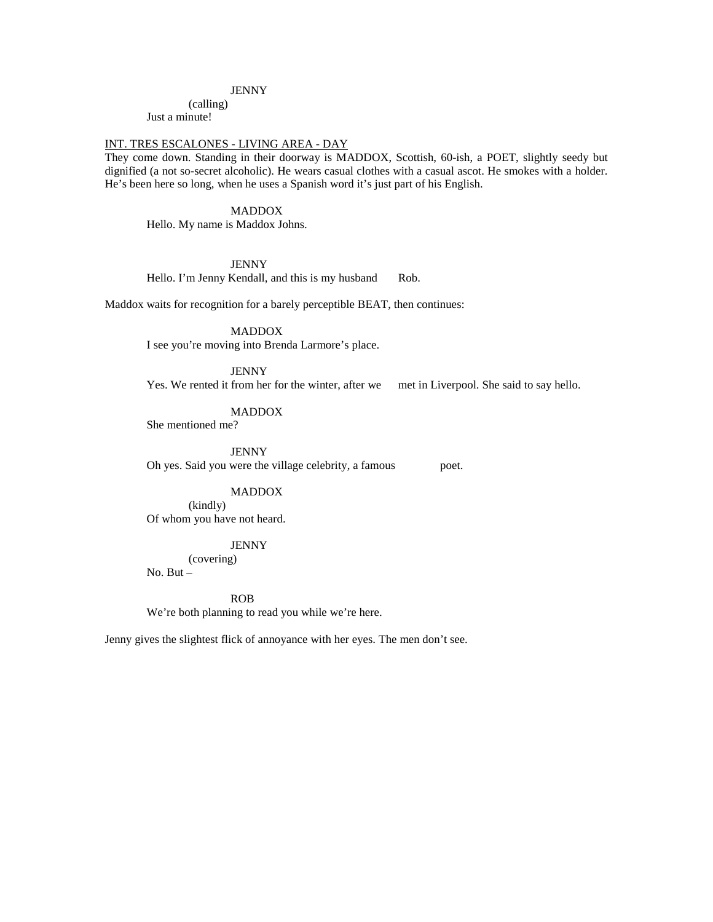JENNY
(calling)
Just a minute!

<u>INT. TRES ESCALONES - LIVING AREA - DAY</u>

They come down. Standing in their doorway is MADDOX, Scottish, 60-ish, a POET, slightly seedy but dignified (a not so-secret alcoholic). He wears casual clothes with a casual ascot. He smokes with a holder. He's been here so long, when he uses a Spanish word it's just part of his English.

MADDOX
Hello. My name is Maddox Johns.

JENNY
Hello. I'm Jenny Kendall, and this is my husband Rob.

Maddox waits for recognition for a barely perceptible BEAT, then continues:

MADDOX
I see you're moving into Brenda Larmore's place.

JENNY
Yes. We rented it from her for the winter, after we met in Liverpool. She said to say hello.

MADDOX
She mentioned me?

JENNY
Oh yes. Said you were the village celebrity, a famous poet.

MADDOX
(kindly)
Of whom you have not heard.

JENNY
(covering)
No. But –

ROB
We're both planning to read you while we're here.

Jenny gives the slightest flick of annoyance with her eyes. The men don't see.